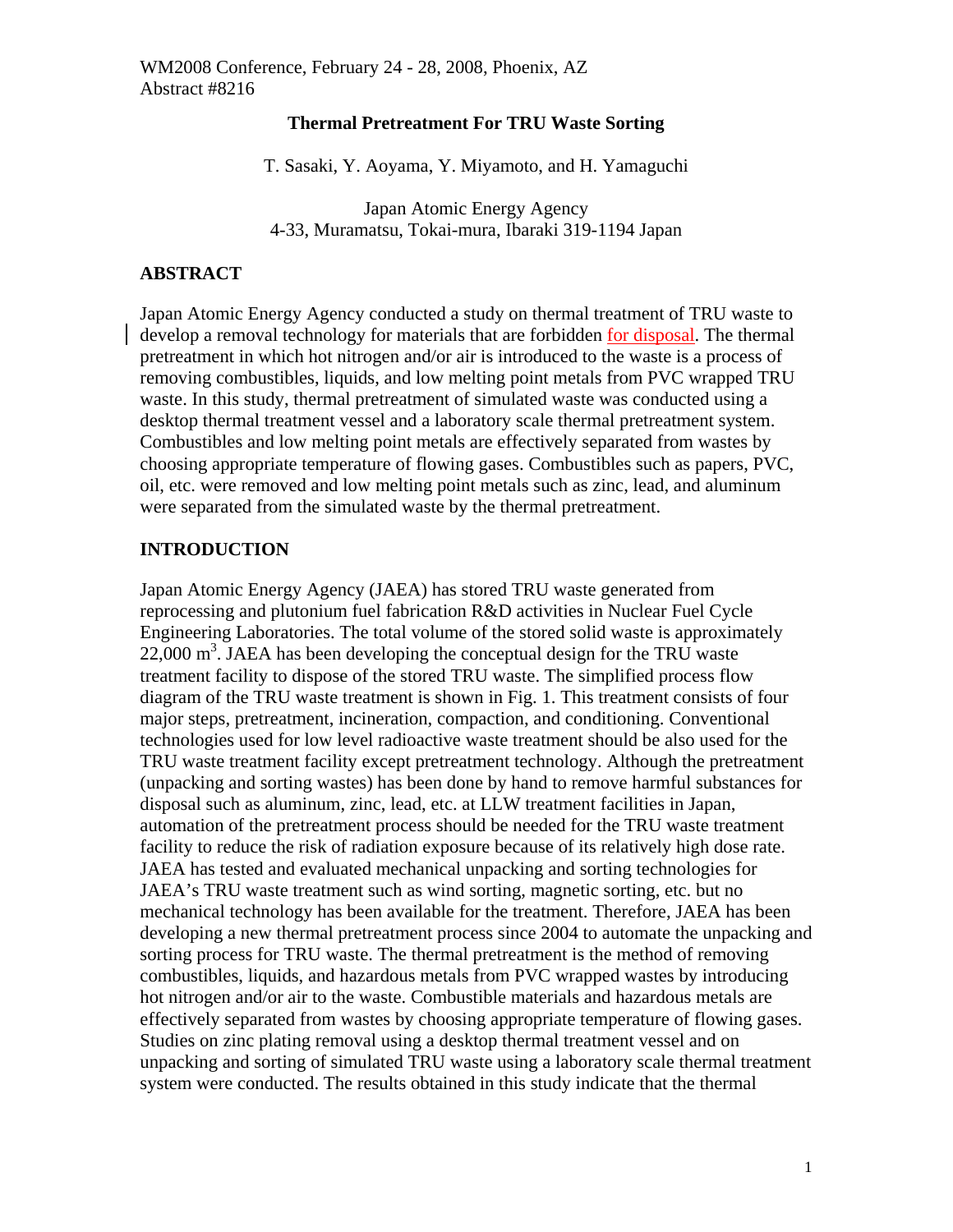WM2008 Conference, February 24 - 28, 2008, Phoenix, AZ
Abstract #8216

# Thermal Pretreatment For TRU Waste Sorting

T. Sasaki, Y. Aoyama, Y. Miyamoto, and H. Yamaguchi

Japan Atomic Energy Agency
4-33, Muramatsu, Tokai-mura, Ibaraki 319-1194 Japan

## ABSTRACT

Japan Atomic Energy Agency conducted a study on thermal treatment of TRU waste to develop a removal technology for materials that are forbidden for disposal. The thermal pretreatment in which hot nitrogen and/or air is introduced to the waste is a process of removing combustibles, liquids, and low melting point metals from PVC wrapped TRU waste. In this study, thermal pretreatment of simulated waste was conducted using a desktop thermal treatment vessel and a laboratory scale thermal pretreatment system. Combustibles and low melting point metals are effectively separated from wastes by choosing appropriate temperature of flowing gases. Combustibles such as papers, PVC, oil, etc. were removed and low melting point metals such as zinc, lead, and aluminum were separated from the simulated waste by the thermal pretreatment.

## INTRODUCTION

Japan Atomic Energy Agency (JAEA) has stored TRU waste generated from reprocessing and plutonium fuel fabrication R&D activities in Nuclear Fuel Cycle Engineering Laboratories. The total volume of the stored solid waste is approximately 22,000 $m^3$. JAEA has been developing the conceptual design for the TRU waste treatment facility to dispose of the stored TRU waste. The simplified process flow diagram of the TRU waste treatment is shown in Fig. 1. This treatment consists of four major steps, pretreatment, incineration, compaction, and conditioning. Conventional technologies used for low level radioactive waste treatment should be also used for the TRU waste treatment facility except pretreatment technology. Although the pretreatment (unpacking and sorting wastes) has been done by hand to remove harmful substances for disposal such as aluminum, zinc, lead, etc. at LLW treatment facilities in Japan, automation of the pretreatment process should be needed for the TRU waste treatment facility to reduce the risk of radiation exposure because of its relatively high dose rate. JAEA has tested and evaluated mechanical unpacking and sorting technologies for JAEA's TRU waste treatment such as wind sorting, magnetic sorting, etc. but no mechanical technology has been available for the treatment. Therefore, JAEA has been developing a new thermal pretreatment process since 2004 to automate the unpacking and sorting process for TRU waste. The thermal pretreatment is the method of removing combustibles, liquids, and hazardous metals from PVC wrapped wastes by introducing hot nitrogen and/or air to the waste. Combustible materials and hazardous metals are effectively separated from wastes by choosing appropriate temperature of flowing gases. Studies on zinc plating removal using a desktop thermal treatment vessel and on unpacking and sorting of simulated TRU waste using a laboratory scale thermal treatment system were conducted. The results obtained in this study indicate that the thermal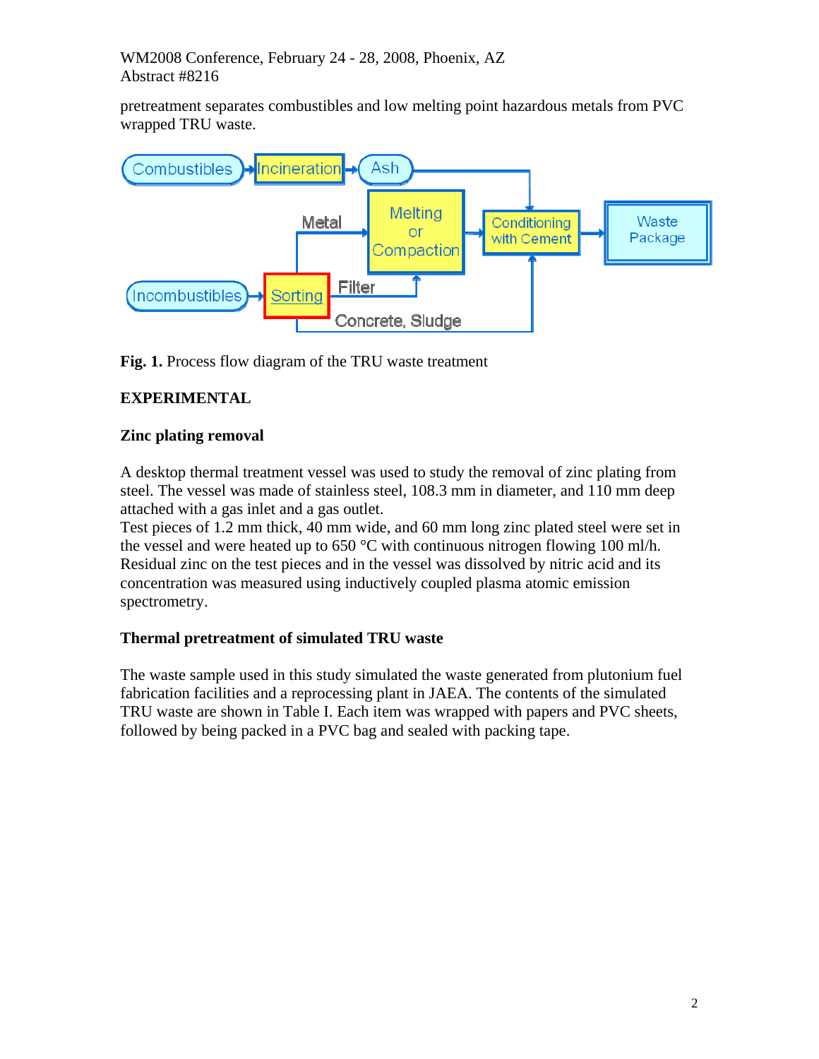pretreatment separates combustibles and low melting point hazardous metals from PVC wrapped TRU waste.

**Fig. 1.** Process flow diagram of the TRU waste treatment

## EXPERIMENTAL

### Zinc plating removal

A desktop thermal treatment vessel was used to study the removal of zinc plating from steel. The vessel was made of stainless steel, 108.3 mm in diameter, and 110 mm deep attached with a gas inlet and a gas outlet.
Test pieces of 1.2 mm thick, 40 mm wide, and 60 mm long zinc plated steel were set in the vessel and were heated up to 650 °C with continuous nitrogen flowing 100 ml/h. Residual zinc on the test pieces and in the vessel was dissolved by nitric acid and its concentration was measured using inductively coupled plasma atomic emission spectrometry.

### Thermal pretreatment of simulated TRU waste

The waste sample used in this study simulated the waste generated from plutonium fuel fabrication facilities and a reprocessing plant in JAEA. The contents of the simulated TRU waste are shown in Table I. Each item was wrapped with papers and PVC sheets, followed by being packed in a PVC bag and sealed with packing tape.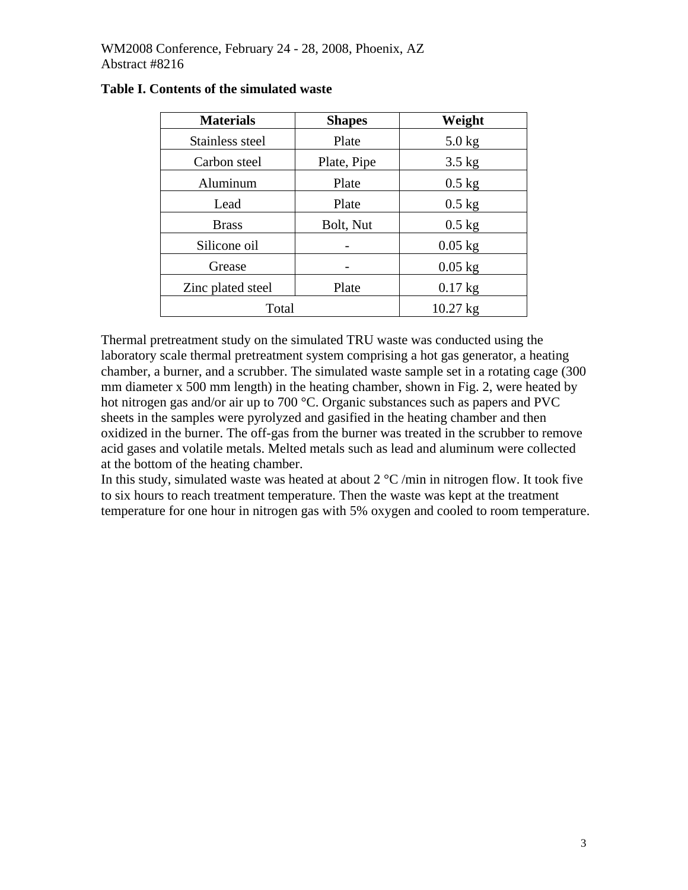**Table I. Contents of the simulated waste**

| Materials | Shapes | Weight |
|---|---|---|
| Stainless steel | Plate | 5.0 kg |
| Carbon steel | Plate, Pipe | 3.5 kg |
| Aluminum | Plate | 0.5 kg |
| Lead | Plate | 0.5 kg |
| Brass | Bolt, Nut | 0.5 kg |
| Silicone oil | - | 0.05 kg |
| Grease | - | 0.05 kg |
| Zinc plated steel | Plate | 0.17 kg |
| Total | | 10.27 kg |

Thermal pretreatment study on the simulated TRU waste was conducted using the laboratory scale thermal pretreatment system comprising a hot gas generator, a heating chamber, a burner, and a scrubber. The simulated waste sample set in a rotating cage (300 mm diameter x 500 mm length) in the heating chamber, shown in Fig. 2, were heated by hot nitrogen gas and/or air up to 700 °C. Organic substances such as papers and PVC sheets in the samples were pyrolyzed and gasified in the heating chamber and then oxidized in the burner. The off-gas from the burner was treated in the scrubber to remove acid gases and volatile metals. Melted metals such as lead and aluminum were collected at the bottom of the heating chamber.

In this study, simulated waste was heated at about 2 °C /min in nitrogen flow. It took five to six hours to reach treatment temperature. Then the waste was kept at the treatment temperature for one hour in nitrogen gas with 5% oxygen and cooled to room temperature.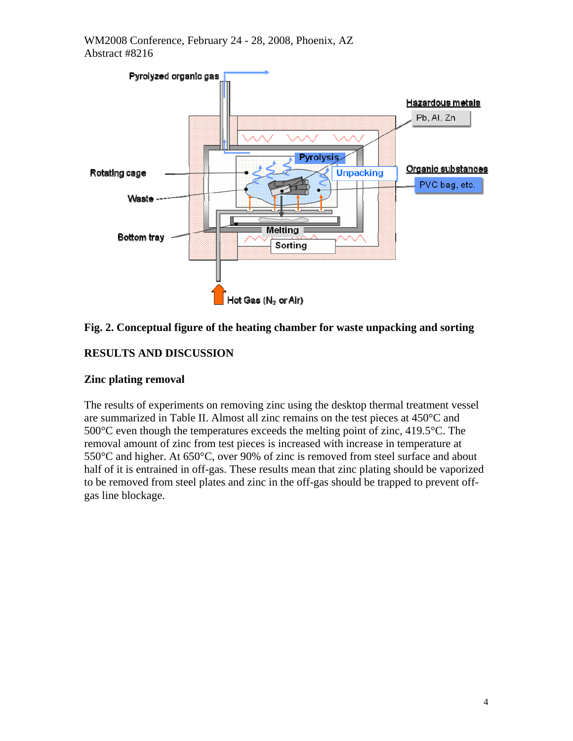Fig. 2. Conceptual figure of the heating chamber for waste unpacking and sorting

## RESULTS AND DISCUSSION

### Zinc plating removal

The results of experiments on removing zinc using the desktop thermal treatment vessel are summarized in Table II. Almost all zinc remains on the test pieces at 450°C and 500°C even though the temperatures exceeds the melting point of zinc, 419.5°C. The removal amount of zinc from test pieces is increased with increase in temperature at 550°C and higher. At 650°C, over 90% of zinc is removed from steel surface and about half of it is entrained in off-gas. These results mean that zinc plating should be vaporized to be removed from steel plates and zinc in the off-gas should be trapped to prevent off-gas line blockage.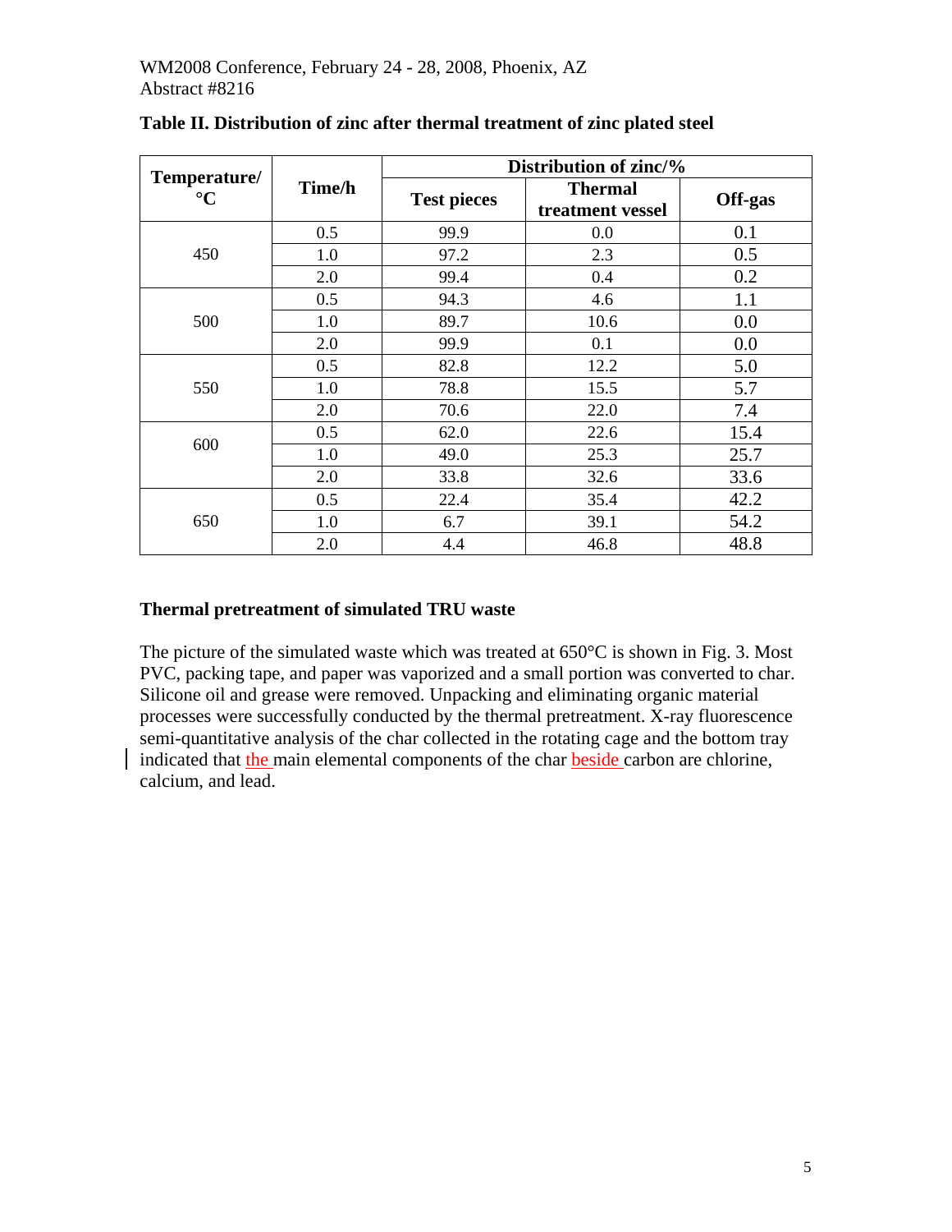**Table II. Distribution of zinc after thermal treatment of zinc plated steel**

| Temperature/ °C | Time/h | Distribution of zinc/% | | |
|---|---|---|---|---|
| | | Test pieces | Thermal treatment vessel | Off-gas |
| 450 | 0.5 | 99.9 | 0.0 | 0.1 |
| | 1.0 | 97.2 | 2.3 | 0.5 |
| | 2.0 | 99.4 | 0.4 | 0.2 |
| 500 | 0.5 | 94.3 | 4.6 | 1.1 |
| | 1.0 | 89.7 | 10.6 | 0.0 |
| | 2.0 | 99.9 | 0.1 | 0.0 |
| 550 | 0.5 | 82.8 | 12.2 | 5.0 |
| | 1.0 | 78.8 | 15.5 | 5.7 |
| | 2.0 | 70.6 | 22.0 | 7.4 |
| 600 | 0.5 | 62.0 | 22.6 | 15.4 |
| | 1.0 | 49.0 | 25.3 | 25.7 |
| | 2.0 | 33.8 | 32.6 | 33.6 |
| 650 | 0.5 | 22.4 | 35.4 | 42.2 |
| | 1.0 | 6.7 | 39.1 | 54.2 |
| | 2.0 | 4.4 | 46.8 | 48.8 |

### Thermal pretreatment of simulated TRU waste

The picture of the simulated waste which was treated at 650°C is shown in Fig. 3. Most PVC, packing tape, and paper was vaporized and a small portion was converted to char. Silicone oil and grease were removed. Unpacking and eliminating organic material processes were successfully conducted by the thermal pretreatment. X-ray fluorescence semi-quantitative analysis of the char collected in the rotating cage and the bottom tray indicated that the main elemental components of the char beside carbon are chlorine, calcium, and lead.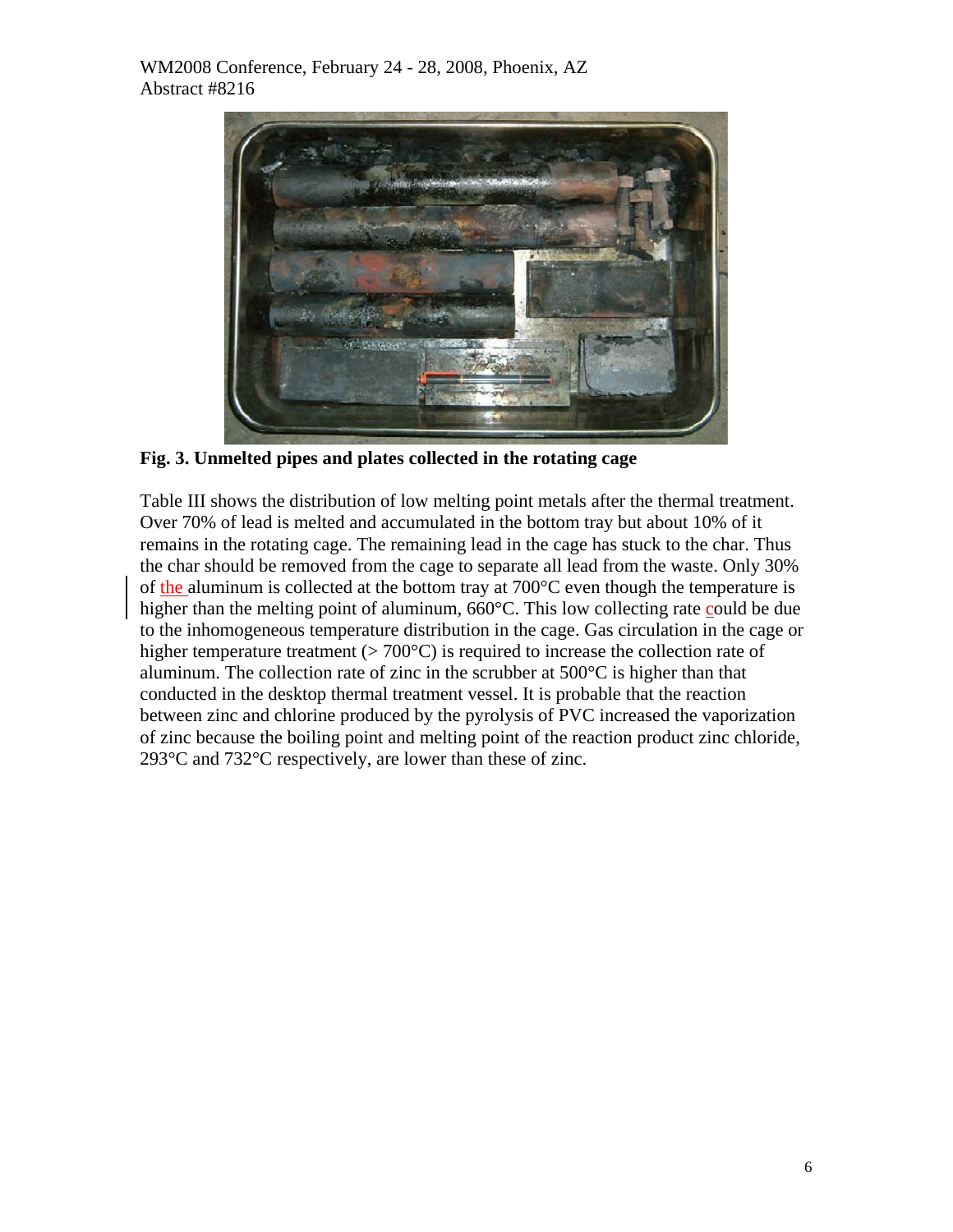**Fig. 3. Unmelted pipes and plates collected in the rotating cage**

Table III shows the distribution of low melting point metals after the thermal treatment. Over 70% of lead is melted and accumulated in the bottom tray but about 10% of it remains in the rotating cage. The remaining lead in the cage has stuck to the char. Thus the char should be removed from the cage to separate all lead from the waste. Only 30% of the aluminum is collected at the bottom tray at 700°C even though the temperature is higher than the melting point of aluminum, 660°C. This low collecting rate could be due to the inhomogeneous temperature distribution in the cage. Gas circulation in the cage or higher temperature treatment (> 700°C) is required to increase the collection rate of aluminum. The collection rate of zinc in the scrubber at 500°C is higher than that conducted in the desktop thermal treatment vessel. It is probable that the reaction between zinc and chlorine produced by the pyrolysis of PVC increased the vaporization of zinc because the boiling point and melting point of the reaction product zinc chloride, 293°C and 732°C respectively, are lower than these of zinc.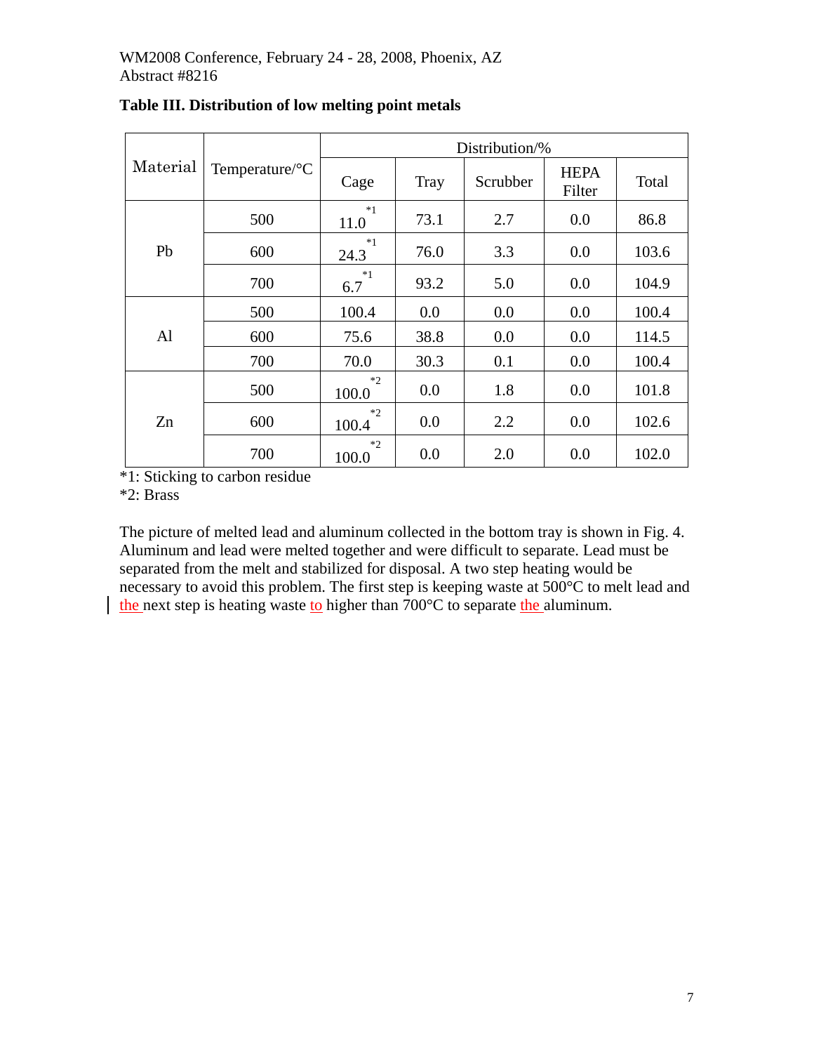**Table III. Distribution of low melting point metals**

| Material | Temperature/°C | Distribution/% | | | | |
|---|---|---|---|---|---|---|
| | | Cage | Tray | Scrubber | HEPA Filter | Total |
| Pb | 500 | 11.0 *1 | 73.1 | 2.7 | 0.0 | 86.8 |
| | 600 | 24.3 *1 | 76.0 | 3.3 | 0.0 | 103.6 |
| | 700 | 6.7 *1 | 93.2 | 5.0 | 0.0 | 104.9 |
| Al | 500 | 100.4 | 0.0 | 0.0 | 0.0 | 100.4 |
| | 600 | 75.6 | 38.8 | 0.0 | 0.0 | 114.5 |
| | 700 | 70.0 | 30.3 | 0.1 | 0.0 | 100.4 |
| Zn | 500 | 100.0 *2 | 0.0 | 1.8 | 0.0 | 101.8 |
| | 600 | 100.4 *2 | 0.0 | 2.2 | 0.0 | 102.6 |
| | 700 | 100.0 *2 | 0.0 | 2.0 | 0.0 | 102.0 |

*1: Sticking to carbon residue
*2: Brass

The picture of melted lead and aluminum collected in the bottom tray is shown in Fig. 4. Aluminum and lead were melted together and were difficult to separate. Lead must be separated from the melt and stabilized for disposal. A two step heating would be necessary to avoid this problem. The first step is keeping waste at 500°C to melt lead and the next step is heating waste to higher than 700°C to separate the aluminum.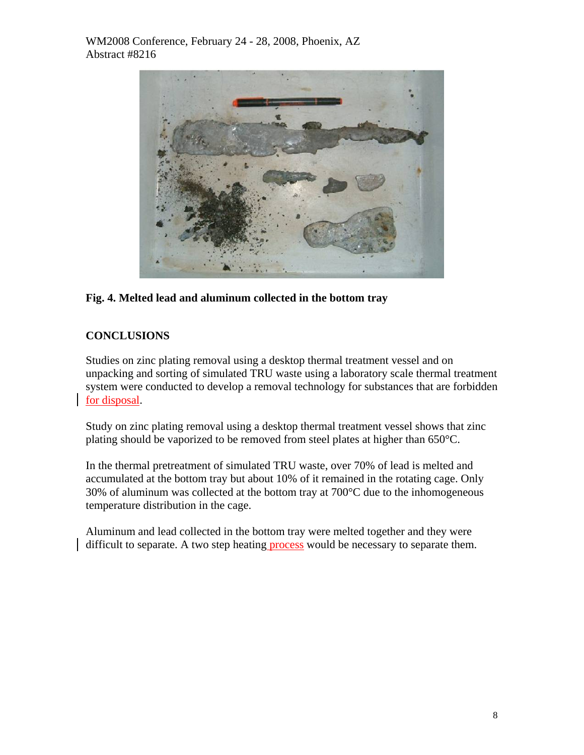**Fig. 4. Melted lead and aluminum collected in the bottom tray**

## CONCLUSIONS

Studies on zinc plating removal using a desktop thermal treatment vessel and on unpacking and sorting of simulated TRU waste using a laboratory scale thermal treatment system were conducted to develop a removal technology for substances that are forbidden for disposal.

Study on zinc plating removal using a desktop thermal treatment vessel shows that zinc plating should be vaporized to be removed from steel plates at higher than 650°C.

In the thermal pretreatment of simulated TRU waste, over 70% of lead is melted and accumulated at the bottom tray but about 10% of it remained in the rotating cage. Only 30% of aluminum was collected at the bottom tray at 700°C due to the inhomogeneous temperature distribution in the cage.

Aluminum and lead collected in the bottom tray were melted together and they were difficult to separate. A two step heating process would be necessary to separate them.